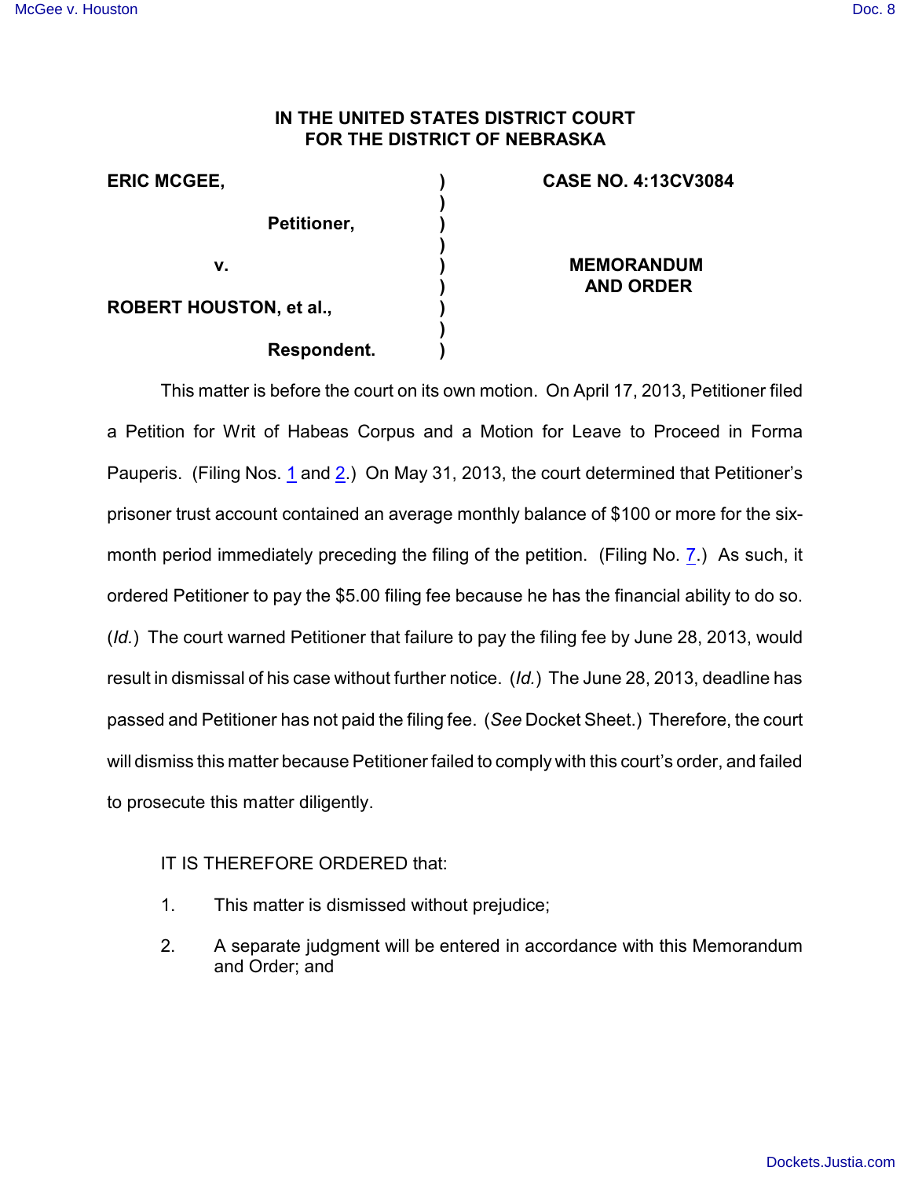**IN THE UNITED STATES DISTRICT COURT**
**FOR THE DISTRICT OF NEBRASKA**

| | | |
|---|---|---|
| **ERIC MCGEE,** | ) | **CASE NO. 4:13CV3084** |
| | ) | |
| **Petitioner,** | ) | |
| | ) | |
| **v.** | ) | **MEMORANDUM AND ORDER** |
| | ) | |
| **ROBERT HOUSTON, et al.,** | ) | |
| | ) | |
| **Respondent.** | ) | |

This matter is before the court on its own motion. On April 17, 2013, Petitioner filed a Petition for Writ of Habeas Corpus and a Motion for Leave to Proceed in Forma Pauperis. (Filing Nos. 1 and 2.) On May 31, 2013, the court determined that Petitioner's prisoner trust account contained an average monthly balance of $100 or more for the six-month period immediately preceding the filing of the petition. (Filing No. 7.) As such, it ordered Petitioner to pay the $5.00 filing fee because he has the financial ability to do so. (*Id.*) The court warned Petitioner that failure to pay the filing fee by June 28, 2013, would result in dismissal of his case without further notice. (*Id.*) The June 28, 2013, deadline has passed and Petitioner has not paid the filing fee. (*See* Docket Sheet.) Therefore, the court will dismiss this matter because Petitioner failed to comply with this court's order, and failed to prosecute this matter diligently.

IT IS THEREFORE ORDERED that:

1. This matter is dismissed without prejudice;
2. A separate judgment will be entered in accordance with this Memorandum and Order; and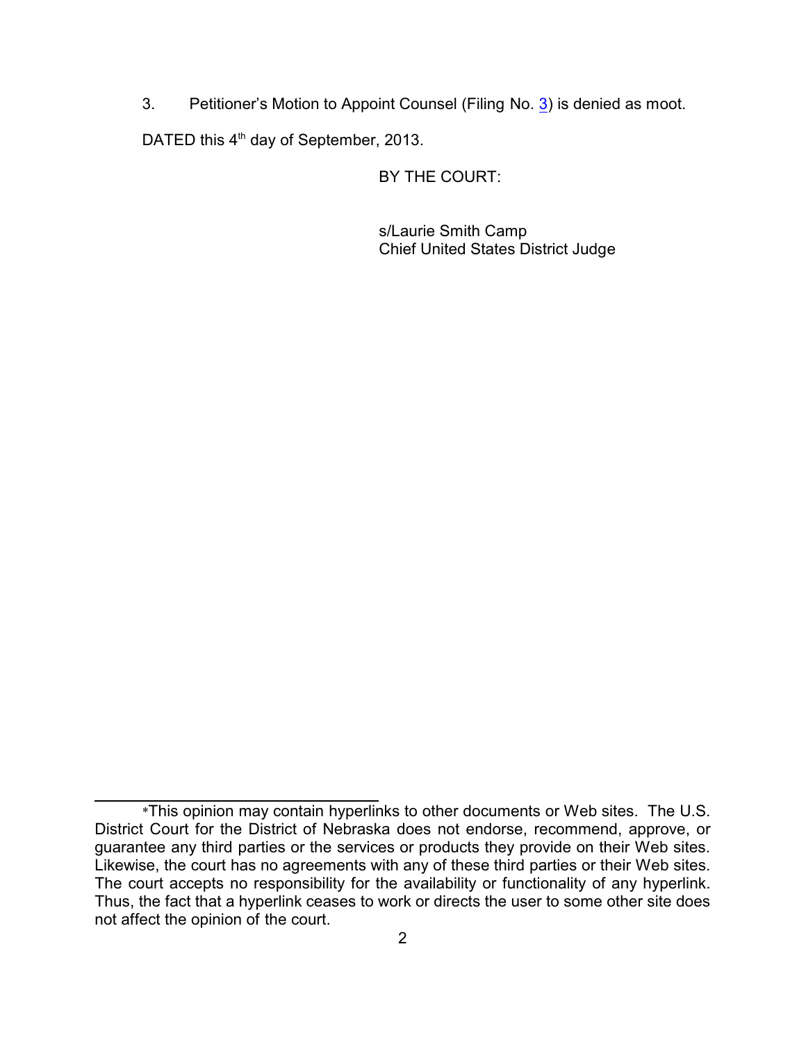3. Petitioner's Motion to Appoint Counsel (Filing No. 3) is denied as moot.

DATED this 4th day of September, 2013.

BY THE COURT:

s/Laurie Smith Camp
Chief United States District Judge

---

*This opinion may contain hyperlinks to other documents or Web sites. The U.S. District Court for the District of Nebraska does not endorse, recommend, approve, or guarantee any third parties or the services or products they provide on their Web sites. Likewise, the court has no agreements with any of these third parties or their Web sites. The court accepts no responsibility for the availability or functionality of any hyperlink. Thus, the fact that a hyperlink ceases to work or directs the user to some other site does not affect the opinion of the court.